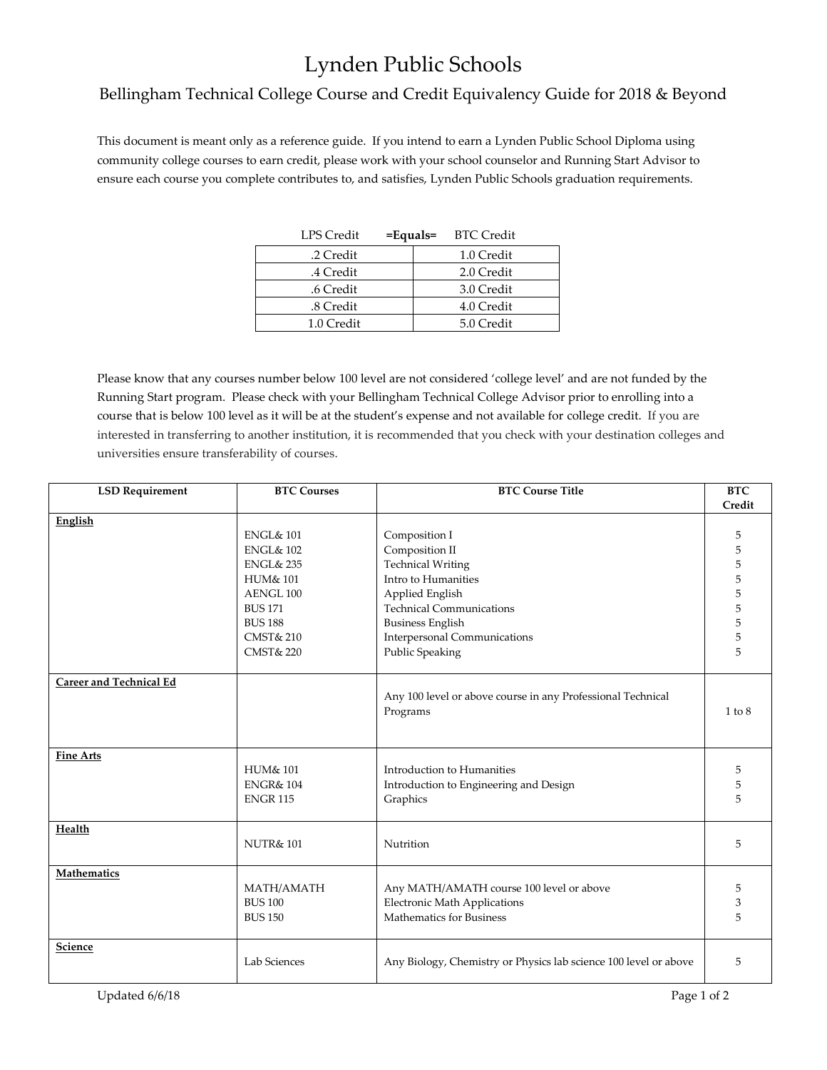# Lynden Public Schools

## Bellingham Technical College Course and Credit Equivalency Guide for 2018 & Beyond

This document is meant only as a reference guide. If you intend to earn a Lynden Public School Diploma using community college courses to earn credit, please work with your school counselor and Running Start Advisor to ensure each course you complete contributes to, and satisfies, Lynden Public Schools graduation requirements.

| LPS Credit **=Equals=** | BTC Credit |
|---|---|
| .2 Credit | 1.0 Credit |
| .4 Credit | 2.0 Credit |
| .6 Credit | 3.0 Credit |
| .8 Credit | 4.0 Credit |
| 1.0 Credit | 5.0 Credit |

Please know that any courses number below 100 level are not considered 'college level' and are not funded by the Running Start program. Please check with your Bellingham Technical College Advisor prior to enrolling into a course that is below 100 level as it will be at the student's expense and not available for college credit. If you are interested in transferring to another institution, it is recommended that you check with your destination colleges and universities ensure transferability of courses.

| LSD Requirement | BTC Courses | BTC Course Title | BTC Credit |
|---|---|---|---|
| **English** | | | |
| | ENGL& 101 | Composition I | 5 |
| | ENGL& 102 | Composition II | 5 |
| | ENGL& 235 | Technical Writing | 5 |
| | HUM& 101 | Intro to Humanities | 5 |
| | AENGL 100 | Applied English | 5 |
| | BUS 171 | Technical Communications | 5 |
| | BUS 188 | Business English | 5 |
| | CMST& 210 | Interpersonal Communications | 5 |
| | CMST& 220 | Public Speaking | 5 |
| **Career and Technical Ed** | | Any 100 level or above course in any Professional Technical Programs | 1 to 8 |
| **Fine Arts** | | | |
| | HUM& 101 | Introduction to Humanities | 5 |
| | ENGR& 104 | Introduction to Engineering and Design | 5 |
| | ENGR 115 | Graphics | 5 |
| **Health** | NUTR& 101 | Nutrition | 5 |
| **Mathematics** | | | |
| | MATH/AMATH | Any MATH/AMATH course 100 level or above | 5 |
| | BUS 100 | Electronic Math Applications | 3 |
| | BUS 150 | Mathematics for Business | 5 |
| **Science** | Lab Sciences | Any Biology, Chemistry or Physics lab science 100 level or above | 5 |

Updated 6/6/18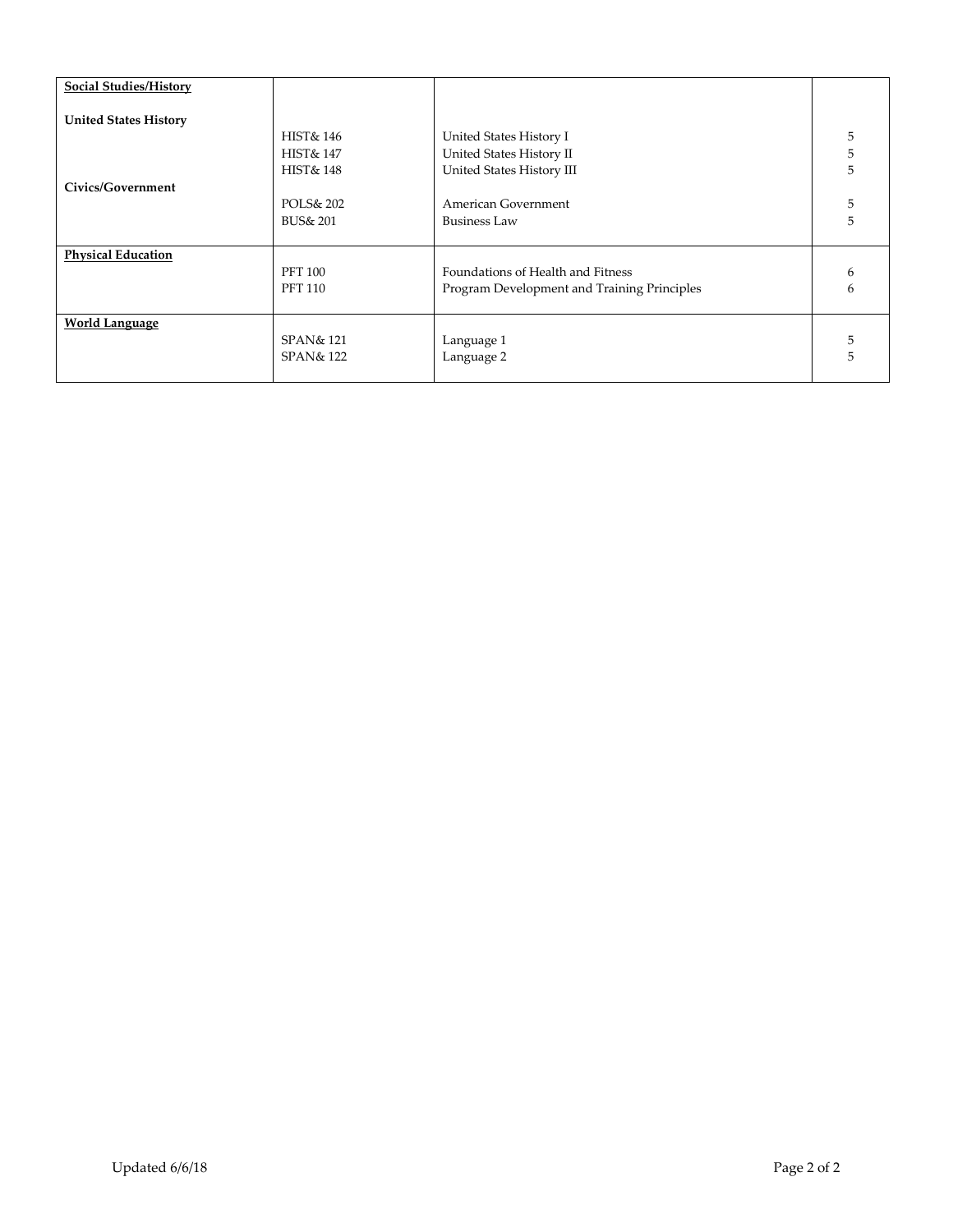| | | | |
|---|---|---|---|
| **Social Studies/History** | | | |
| **United States History** | HIST& 146 | United States History I | 5 |
| | HIST& 147 | United States History II | 5 |
| | HIST& 148 | United States History III | 5 |
| **Civics/Government** | POLS& 202 | American Government | 5 |
| | BUS& 201 | Business Law | 5 |
| **Physical Education** | PFT 100 | Foundations of Health and Fitness | 6 |
| | PFT 110 | Program Development and Training Principles | 6 |
| **World Language** | SPAN& 121 | Language 1 | 5 |
| | SPAN& 122 | Language 2 | 5 |

Updated 6/6/18